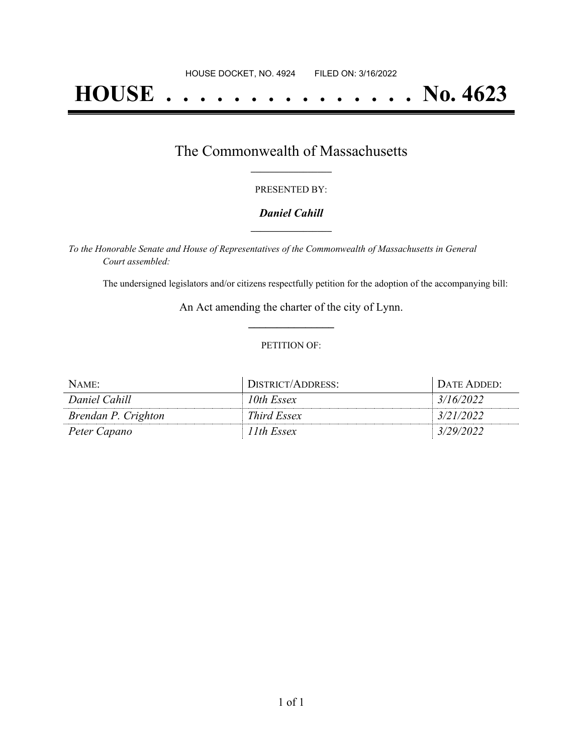HOUSE DOCKET, NO. 4924        FILED ON: 3/16/2022

# HOUSE . . . . . . . . . . . . . . . No. 4623

## The Commonwealth of Massachusetts

PRESENTED BY:

***Daniel Cahill***

*To the Honorable Senate and House of Representatives of the Commonwealth of Massachusetts in General Court assembled:*

The undersigned legislators and/or citizens respectfully petition for the adoption of the accompanying bill:

An Act amending the charter of the city of Lynn.

PETITION OF:

| NAME: | DISTRICT/ADDRESS: | DATE ADDED: |
| --- | --- | --- |
| *Daniel Cahill* | *10th Essex* | *3/16/2022* |
| *Brendan P. Crighton* | *Third Essex* | *3/21/2022* |
| *Peter Capano* | *11th Essex* | *3/29/2022* |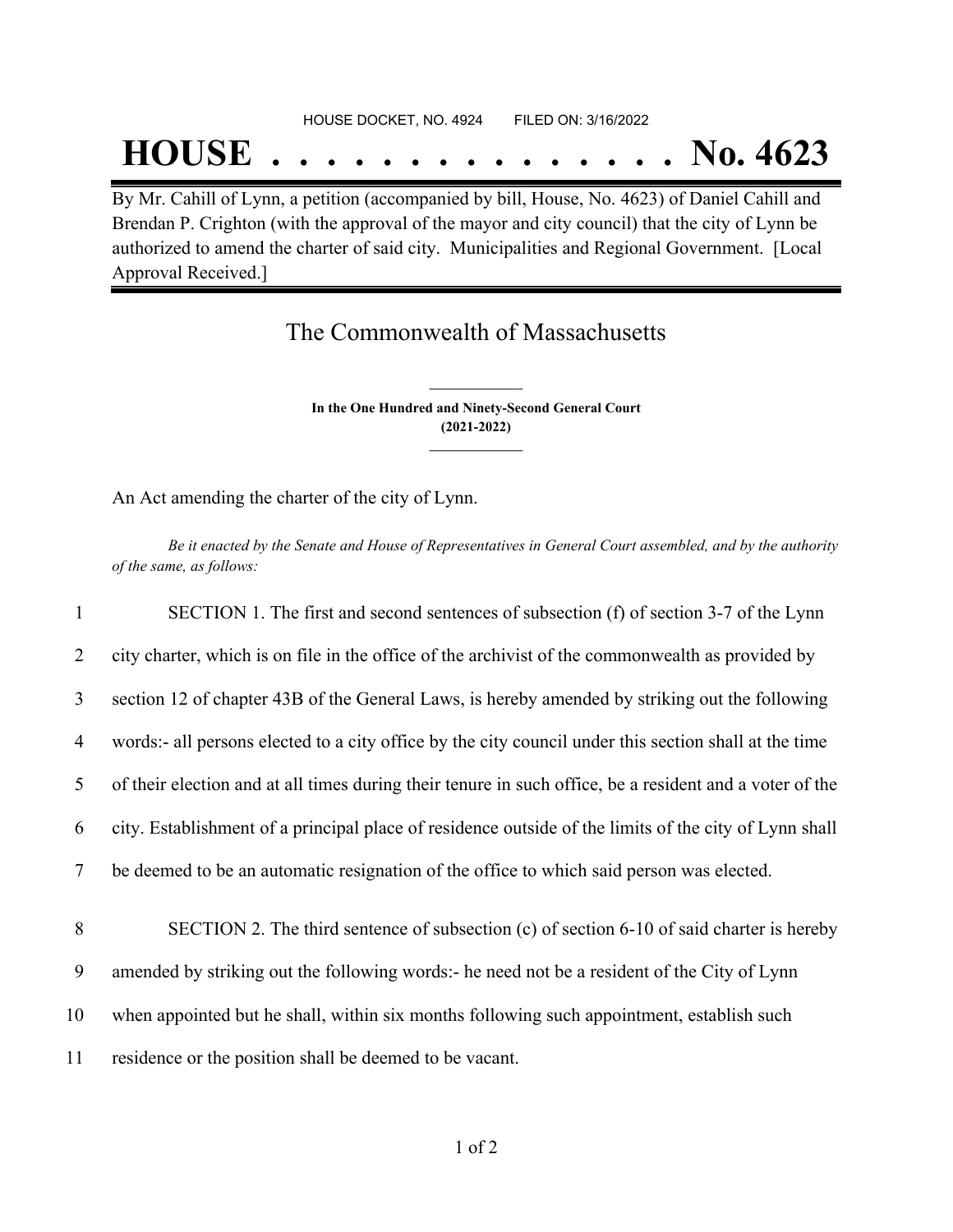HOUSE DOCKET, NO. 4924 FILED ON: 3/16/2022

# HOUSE . . . . . . . . . . . . . . . No. 4623

By Mr. Cahill of Lynn, a petition (accompanied by bill, House, No. 4623) of Daniel Cahill and Brendan P. Crighton (with the approval of the mayor and city council) that the city of Lynn be authorized to amend the charter of said city. Municipalities and Regional Government. [Local Approval Received.]

## The Commonwealth of Massachusetts

**In the One Hundred and Ninety-Second General Court**
**(2021-2022)**

An Act amending the charter of the city of Lynn.

*Be it enacted by the Senate and House of Representatives in General Court assembled, and by the authority of the same, as follows:*

1 SECTION 1. The first and second sentences of subsection (f) of section 3-7 of the Lynn
2 city charter, which is on file in the office of the archivist of the commonwealth as provided by
3 section 12 of chapter 43B of the General Laws, is hereby amended by striking out the following
4 words:- all persons elected to a city office by the city council under this section shall at the time
5 of their election and at all times during their tenure in such office, be a resident and a voter of the
6 city. Establishment of a principal place of residence outside of the limits of the city of Lynn shall
7 be deemed to be an automatic resignation of the office to which said person was elected.

8 SECTION 2. The third sentence of subsection (c) of section 6-10 of said charter is hereby
9 amended by striking out the following words:- he need not be a resident of the City of Lynn
10 when appointed but he shall, within six months following such appointment, establish such
11 residence or the position shall be deemed to be vacant.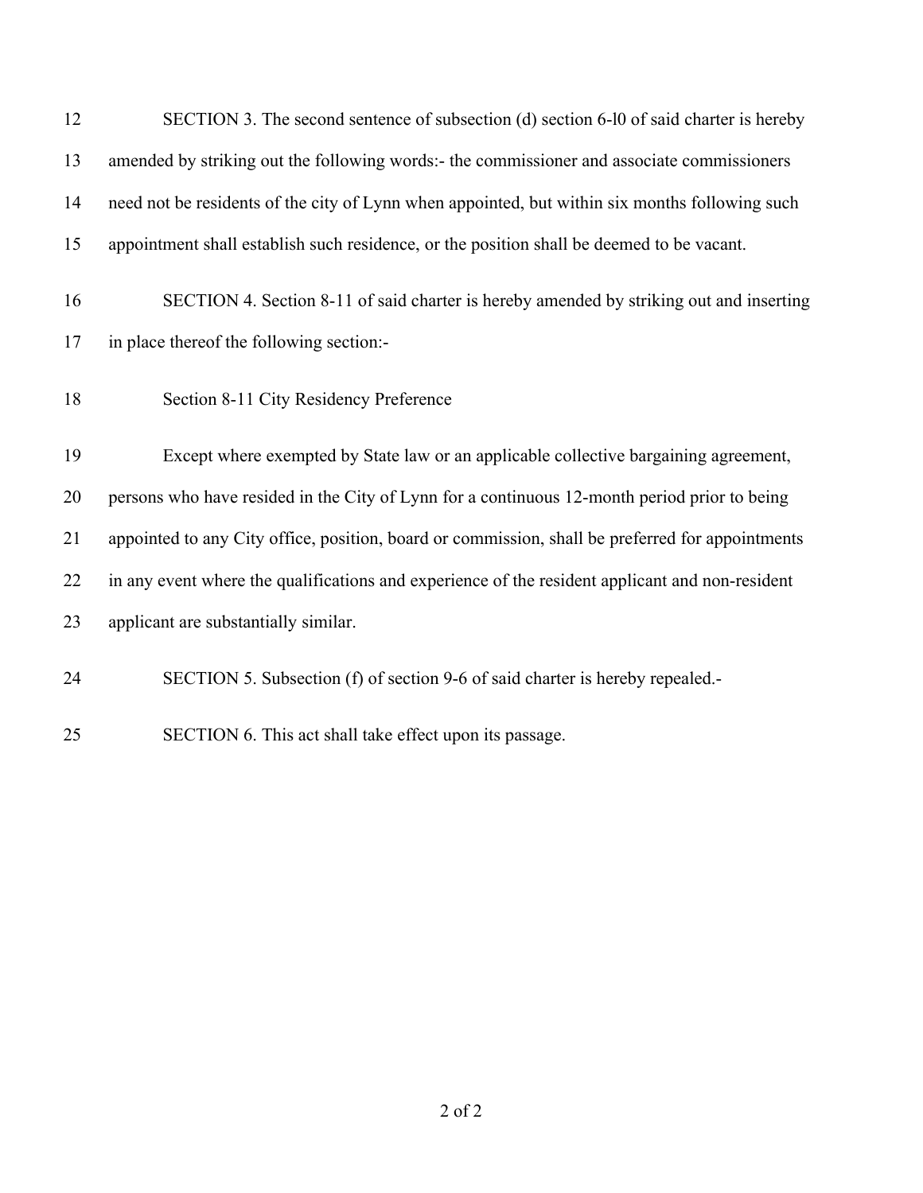SECTION 3. The second sentence of subsection (d) section 6-l0 of said charter is hereby amended by striking out the following words:- the commissioner and associate commissioners need not be residents of the city of Lynn when appointed, but within six months following such appointment shall establish such residence, or the position shall be deemed to be vacant.

SECTION 4. Section 8-11 of said charter is hereby amended by striking out and inserting in place thereof the following section:-

Section 8-11 City Residency Preference

Except where exempted by State law or an applicable collective bargaining agreement, persons who have resided in the City of Lynn for a continuous 12-month period prior to being appointed to any City office, position, board or commission, shall be preferred for appointments in any event where the qualifications and experience of the resident applicant and non-resident applicant are substantially similar.

SECTION 5. Subsection (f) of section 9-6 of said charter is hereby repealed.-

SECTION 6. This act shall take effect upon its passage.